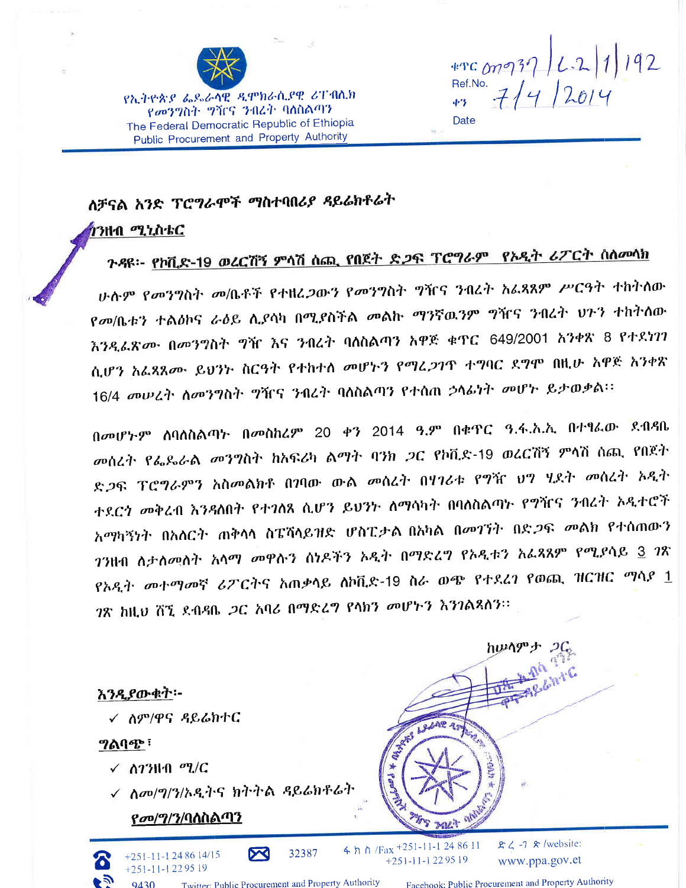የኢትዮጵያ ፌዴራላዊ ዲሞክራሲያዊ ሪፐብሊክ
የመንግስት ግዥና ንብረት ባለስልጣን
The Federal Democratic Republic of Ethiopia
Public Procurement and Property Authority

ቁጥር Ref.No. መግ37/ፈ.2/1/192
ቀን Date 7/4/2014

ለቻናል አንድ ፕሮግራሞች ማስተባበሪያ ዳይሬክቶሬት

ገንዘብ ሚኒስቴር

ጉዳዩ፡- **የኮቪድ-19 ወረርሽኝ ምላሽ ሰጪ የበጀት ድጋፍ ፕሮግራም የኦዲት ሪፖርት ስለመላክ**

ሁሉም የመንግስት መ/ቤቶች የተዘረጋውን የመንግስት ግዥና ንብረት አፈጻጸም ሥርዓት ተከትለው የመ/ቤቱን ተልዕኮና ራዕይ ሊያሳካ በሚያስችል መልኩ ማንኛዉንም ግዥና ንብረት ህጉን ተከትለው እንዲፈጽሙ በመንግስት ግዥ እና ንብረት ባለስልጣን አዋጅ ቁጥር 649/2001 አንቀጽ 8 የተደነገገ ሲሆን አፈጻጸሙ ይህንኑ ስርዓት የተከተለ መሆኑን የማረጋገጥ ተግባር ደግሞ በዚሁ አዋጅ አንቀጽ 16/4 መሠረት ለመንግስት ግዥና ንብረት ባለስልጣን የተሰጠ ኃላፊነት መሆኑ ይታወቃል፡፡

በመሆኑም ለባለስልጣኑ በመስከረም 20 ቀን 2014 ዓ.ም በቁጥር ዓ.ፋ.አ.ኢ. በተፃፈው ደብዳቤ መሰረት የፌዴራል መንግስት ከአፍሪካ ልማት ባንክ ጋር የኮቪድ-19 ወረርሽኝ ምላሽ ሰጪ የበጀት ድጋፍ ፕሮግራምን አስመልክቶ በገባው ውል መሰረት በሃገሪቱ የግዥ ህግ ሂደት መሰረት ኦዲት ተደርጎ መቅረብ እንዳለበት የተገለጸ ሲሆን ይህንኑ ለማሳካት በባለስልጣኑ የግዥና ንብረት ኦዲተሮች አማካኝነት በአለርት ጠቅላላ ስፔሻላይዝድ ሆስፒታል በአካል በመገኘት በድጋፍ መልክ የተሰጠውን ገንዘብ ለታለመለት አላማ መዋሉን ሰነዶችን ኦዲት በማድረግ የኦዲቱን አፈጻጸም የሚያሳይ 3 ገጽ የኦዲት መተማመኛ ሪፖርትና አጠቃላይ ለኮቪድ-19 ስራ ወጭ የተደረገ የወጪ ዝርዝር ማሳያ 1 ገጽ ከዚህ ሸኚ ደብዳቤ ጋር አባሪ በማድረግ የላክን መሆኑን እንገልጻለን፡፡

ከሠላምታ ጋር

**እንዲያውቁት፡-**

- ✓ ለም/ዋና ዳይሬክተር

**ግልባጭ፣**

- ✓ ለገንዘብ ሚ/ር
- ✓ ለመ/ግ/ን/ኦዲትና ክትትል ዳይሬክቶሬት

**የመ/ግ/ን/ባለስልጣን**

+251-11-1 24 86 14/15
+251-11-1 22 95 19
32387
ፋክስ /Fax +251-11-1 24 86 11
+251-11-1 22 95 19
ድረ-ገጽ /website: www.ppa.gov.et
9430
Twitter: Public Procurement and Property Authority
Facebook: Public Procurement and Property Authority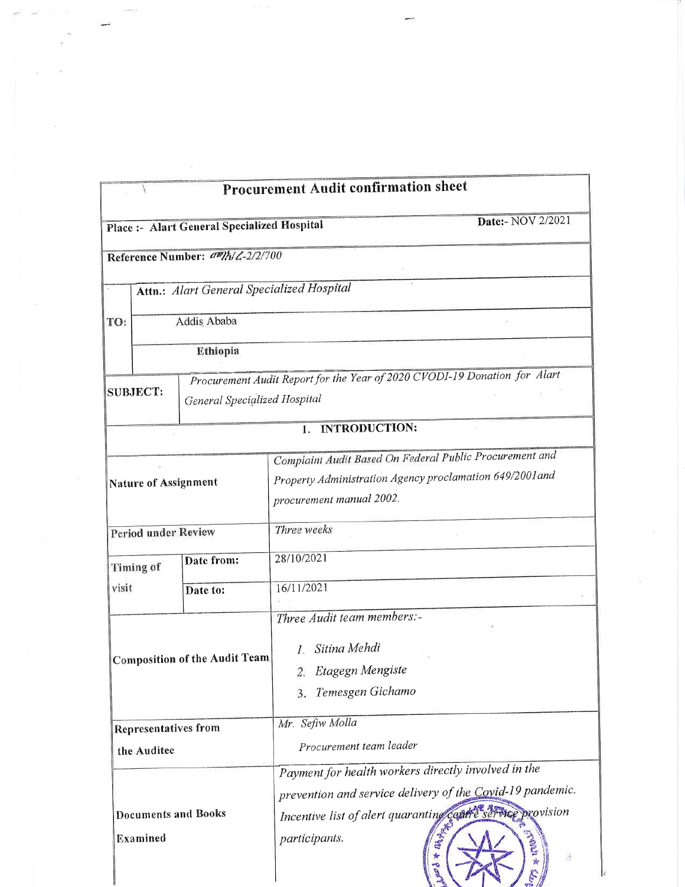| Procurement Audit confirmation sheet | | |
|---|---|---|
| **Place :- Alart General Specialized Hospital** | | **Date:- NOV 2/2021** |
| **Reference Number:** *መግክ/ሬ-2/2/700* | | |
| **TO:** | **Attn.:** *Alart General Specialized Hospital* | |
| | Addis Ababa | |
| | **Ethiopia** | |
| **SUBJECT:** | *Procurement Audit Report for the Year of 2020 CVODI-19 Donation for Alart General Specialized Hospital* | |
| **1. INTRODUCTION:** | | |
| **Nature of Assignment** | | *Complaint Audit Based On Federal Public Procurement and Property Administration Agency proclamation 649/2001and procurement manual 2002.* |
| **Period under Review** | | *Three weeks* |
| **Timing of visit** | **Date from:** | 28/10/2021 |
| | **Date to:** | 16/11/2021 |
| **Composition of the Audit Team** | | *Three Audit team members:-* <br> *1. Sitina Mehdi* <br> *2. Etagegn Mengiste* <br> *3. Temesgen Gichamo* |
| **Representatives from the Auditee** | | *Mr. Sefiw Molla* <br> *Procurement team leader* |
| **Documents and Books Examined** | | *Payment for health workers directly involved in the prevention and service delivery of the Covid-19 pandemic. Incentive list of alert quaranting centre service provision participants.* |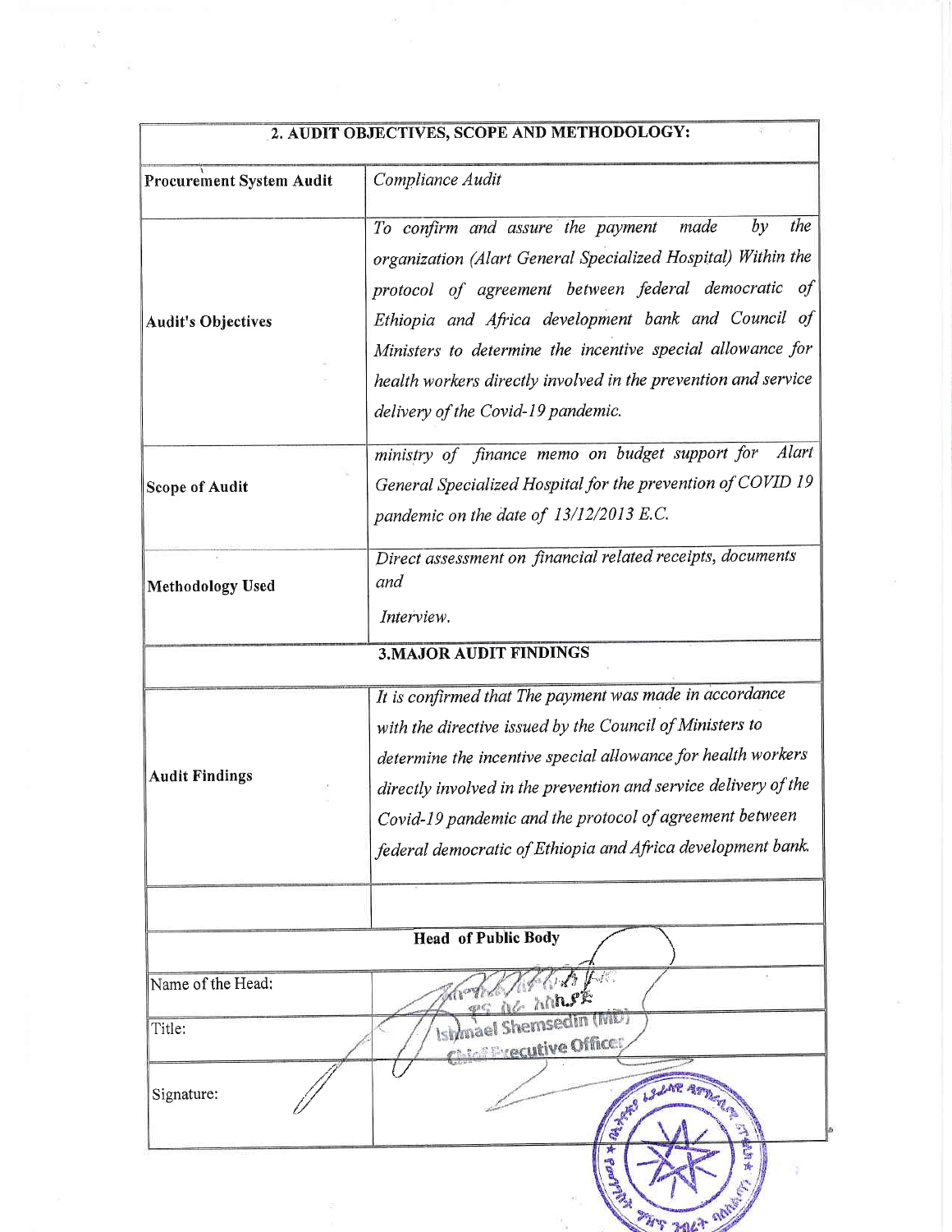| 2. AUDIT OBJECTIVES, SCOPE AND METHODOLOGY: | |
|---|---|
| **Procurement System Audit** | *Compliance Audit* |
| **Audit's Objectives** | *To confirm and assure the payment made by the organization (Alart General Specialized Hospital) Within the protocol of agreement between federal democratic of Ethiopia and Africa development bank and Council of Ministers to determine the incentive special allowance for health workers directly involved in the prevention and service delivery of the Covid-19 pandemic.* |
| **Scope of Audit** | *ministry of finance memo on budget support for Alart General Specialized Hospital for the prevention of COVID 19 pandemic on the date of 13/12/2013 E.C.* |
| **Methodology Used** | *Direct assessment on financial related receipts, documents and Interview.* |
| **3.MAJOR AUDIT FINDINGS** | |
| **Audit Findings** | *It is confirmed that The payment was made in accordance with the directive issued by the Council of Ministers to determine the incentive special allowance for health workers directly involved in the prevention and service delivery of the Covid-19 pandemic and the protocol of agreement between federal democratic of Ethiopia and Africa development bank.* |
| | |
| **Head of Public Body** | |
| Name of the Head: | Ishmael Shemsedin (MD) |
| Title: | Chief Executive Officer |
| Signature: | |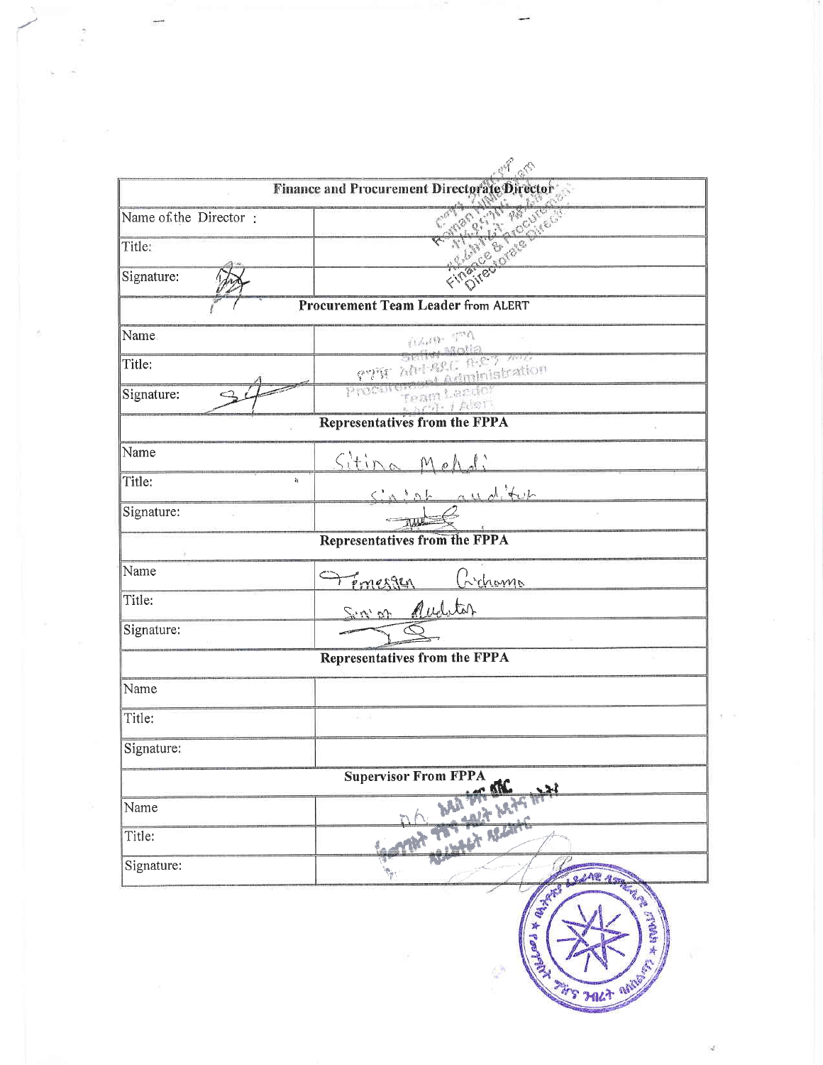| Finance and Procurement Directorate Director | |
|---|---|
| Name of the Director : | |
| Title: | |
| Signature: | |
| **Procurement Team Leader** from ALERT | |
| Name | |
| Title: | |
| Signature: | |
| **Representatives from the FPPA** | |
| Name | Sitina Mehdi |
| Title: | Senior auditor |
| Signature: | |
| **Representatives from the FPPA** | |
| Name | Temesgen Gichamo |
| Title: | Senior Auditor |
| Signature: | |
| **Representatives from the FPPA** | |
| Name | |
| Title: | |
| Signature: | |
| **Supervisor From FPPA** | |
| Name | |
| Title: | |
| Signature: | |